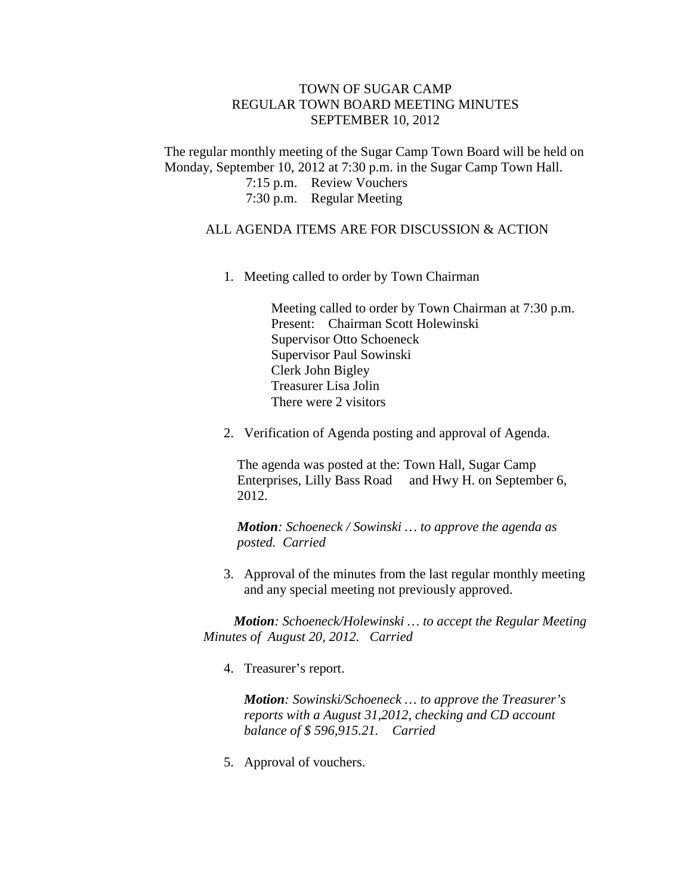# TOWN OF SUGAR CAMP
## REGULAR TOWN BOARD MEETING MINUTES
## SEPTEMBER 10, 2012

The regular monthly meeting of the Sugar Camp Town Board will be held on Monday, September 10, 2012 at 7:30 p.m. in the Sugar Camp Town Hall.

7:15 p.m. Review Vouchers
7:30 p.m. Regular Meeting

ALL AGENDA ITEMS ARE FOR DISCUSSION & ACTION

1. Meeting called to order by Town Chairman

   Meeting called to order by Town Chairman at 7:30 p.m.
   Present: Chairman Scott Holewinski
   Supervisor Otto Schoeneck
   Supervisor Paul Sowinski
   Clerk John Bigley
   Treasurer Lisa Jolin
   There were 2 visitors

2. Verification of Agenda posting and approval of Agenda.

   The agenda was posted at the: Town Hall, Sugar Camp Enterprises, Lilly Bass Road and Hwy H. on September 6, 2012.

   ***Motion**: Schoeneck / Sowinski … to approve the agenda as posted. Carried*

3. Approval of the minutes from the last regular monthly meeting and any special meeting not previously approved.

   ***Motion**: Schoeneck/Holewinski … to accept the Regular Meeting Minutes of August 20, 2012. Carried*

4. Treasurer's report.

   ***Motion**: Sowinski/Schoeneck … to approve the Treasurer's reports with a August 31,2012, checking and CD account balance of $ 596,915.21. Carried*

5. Approval of vouchers.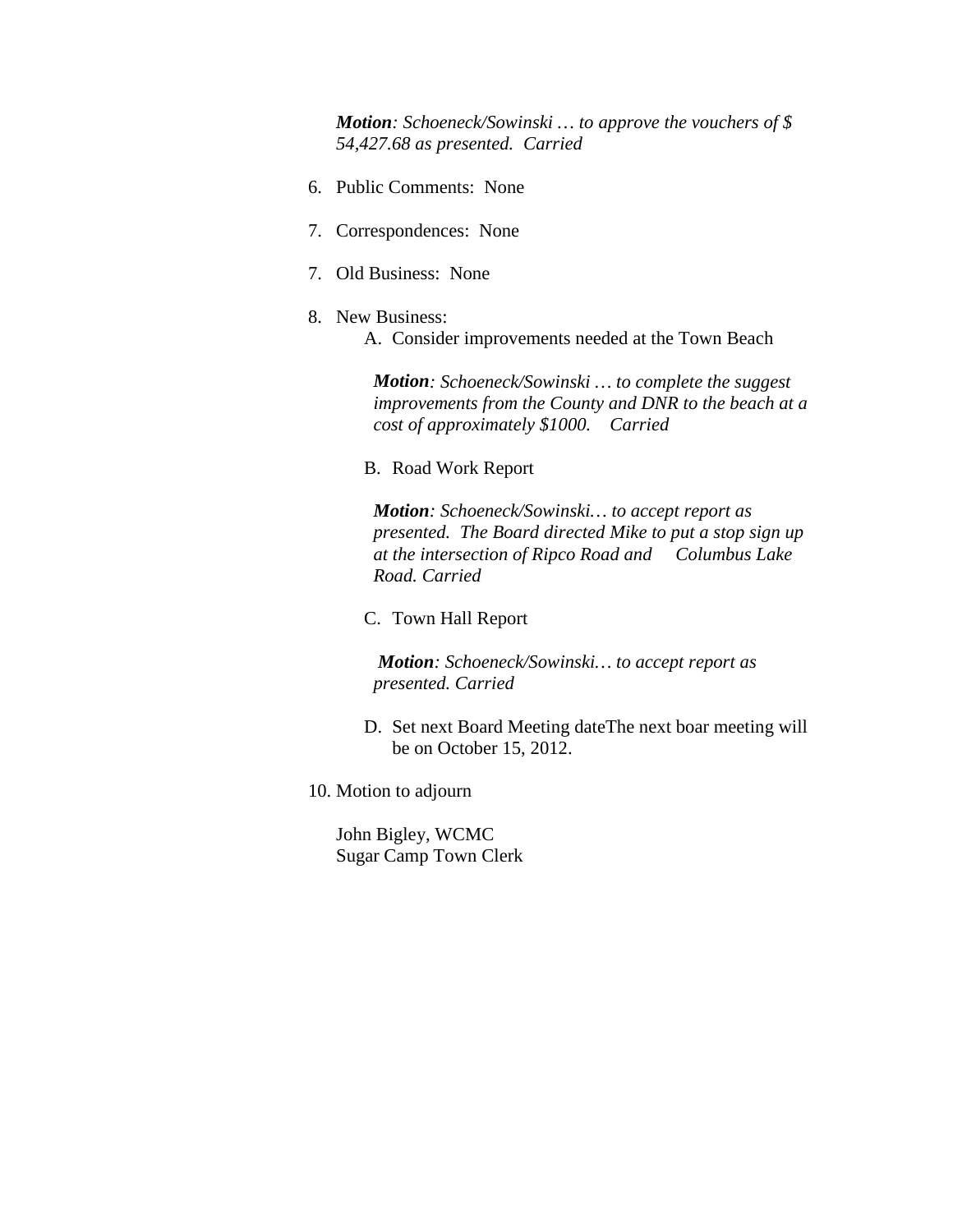***Motion**: Schoeneck/Sowinski … to approve the vouchers of $ 54,427.68 as presented. Carried*

6. Public Comments: None

7. Correspondences: None

7. Old Business: None

8. New Business:
   A. Consider improvements needed at the Town Beach

      ***Motion**: Schoeneck/Sowinski … to complete the suggest improvements from the County and DNR to the beach at a cost of approximately $1000. Carried*

   B. Road Work Report

      ***Motion**: Schoeneck/Sowinski… to accept report as presented. The Board directed Mike to put a stop sign up at the intersection of Ripco Road and Columbus Lake Road. Carried*

   C. Town Hall Report

      ***Motion**: Schoeneck/Sowinski… to accept report as presented. Carried*

   D. Set next Board Meeting dateThe next boar meeting will be on October 15, 2012.

10. Motion to adjourn

John Bigley, WCMC
Sugar Camp Town Clerk